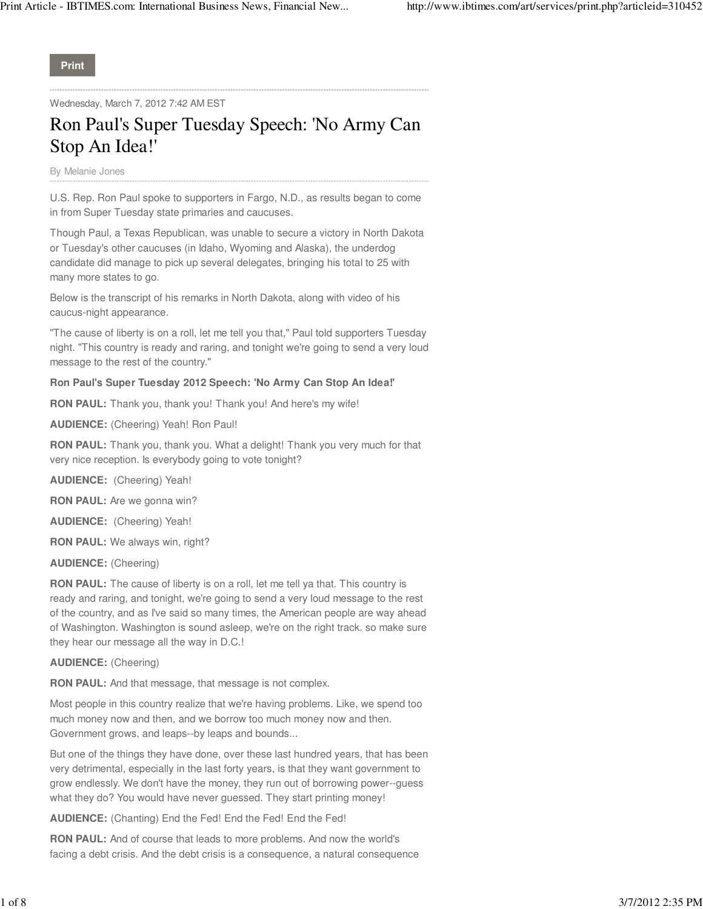Print

Wednesday, March 7, 2012 7:42 AM EST

# Ron Paul's Super Tuesday Speech: 'No Army Can Stop An Idea!'

By Melanie Jones

U.S. Rep. Ron Paul spoke to supporters in Fargo, N.D., as results began to come in from Super Tuesday state primaries and caucuses.

Though Paul, a Texas Republican, was unable to secure a victory in North Dakota or Tuesday's other caucuses (in Idaho, Wyoming and Alaska), the underdog candidate did manage to pick up several delegates, bringing his total to 25 with many more states to go.

Below is the transcript of his remarks in North Dakota, along with video of his caucus-night appearance.

"The cause of liberty is on a roll, let me tell you that," Paul told supporters Tuesday night. "This country is ready and raring, and tonight we're going to send a very loud message to the rest of the country."

**Ron Paul's Super Tuesday 2012 Speech: 'No Army Can Stop An Idea!'**

**RON PAUL:** Thank you, thank you! Thank you! And here's my wife!

**AUDIENCE:** (Cheering) Yeah! Ron Paul!

**RON PAUL:** Thank you, thank you. What a delight! Thank you very much for that very nice reception. Is everybody going to vote tonight?

**AUDIENCE:** (Cheering) Yeah!

**RON PAUL:** Are we gonna win?

**AUDIENCE:** (Cheering) Yeah!

**RON PAUL:** We always win, right?

**AUDIENCE:** (Cheering)

**RON PAUL:** The cause of liberty is on a roll, let me tell ya that. This country is ready and raring, and tonight, we're going to send a very loud message to the rest of the country, and as I've said so many times, the American people are way ahead of Washington. Washington is sound asleep, we're on the right track. so make sure they hear our message all the way in D.C.!

**AUDIENCE:** (Cheering)

**RON PAUL:** And that message, that message is not complex.

Most people in this country realize that we're having problems. Like, we spend too much money now and then, and we borrow too much money now and then. Government grows, and leaps--by leaps and bounds...

But one of the things they have done, over these last hundred years, that has been very detrimental, especially in the last forty years, is that they want government to grow endlessly. We don't have the money, they run out of borrowing power--guess what they do? You would have never guessed. They start printing money!

**AUDIENCE:** (Chanting) End the Fed! End the Fed! End the Fed!

**RON PAUL:** And of course that leads to more problems. And now the world's facing a debt crisis. And the debt crisis is a consequence, a natural consequence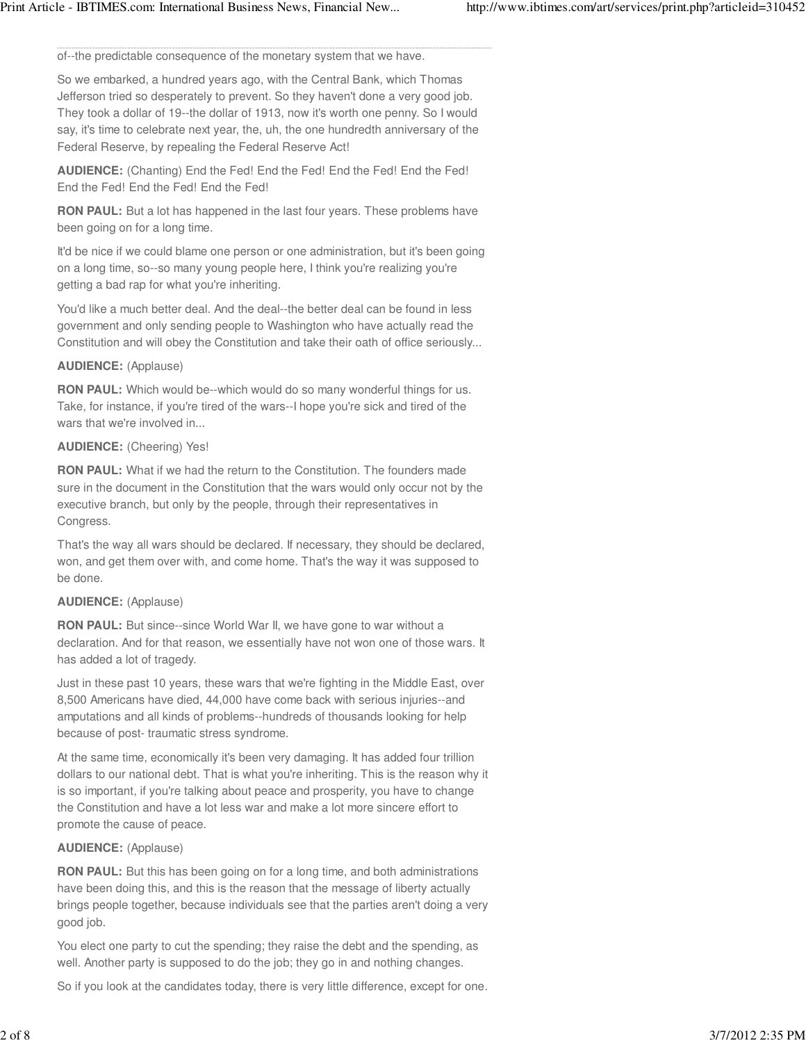of--the predictable consequence of the monetary system that we have.

So we embarked, a hundred years ago, with the Central Bank, which Thomas Jefferson tried so desperately to prevent. So they haven't done a very good job. They took a dollar of 19--the dollar of 1913, now it's worth one penny. So I would say, it's time to celebrate next year, the, uh, the one hundredth anniversary of the Federal Reserve, by repealing the Federal Reserve Act!

**AUDIENCE:** (Chanting) End the Fed! End the Fed! End the Fed! End the Fed! End the Fed! End the Fed! End the Fed!

**RON PAUL:** But a lot has happened in the last four years. These problems have been going on for a long time.

It'd be nice if we could blame one person or one administration, but it's been going on a long time, so--so many young people here, I think you're realizing you're getting a bad rap for what you're inheriting.

You'd like a much better deal. And the deal--the better deal can be found in less government and only sending people to Washington who have actually read the Constitution and will obey the Constitution and take their oath of office seriously...

**AUDIENCE:** (Applause)

**RON PAUL:** Which would be--which would do so many wonderful things for us. Take, for instance, if you're tired of the wars--I hope you're sick and tired of the wars that we're involved in...

**AUDIENCE:** (Cheering) Yes!

**RON PAUL:** What if we had the return to the Constitution. The founders made sure in the document in the Constitution that the wars would only occur not by the executive branch, but only by the people, through their representatives in Congress.

That's the way all wars should be declared. If necessary, they should be declared, won, and get them over with, and come home. That's the way it was supposed to be done.

**AUDIENCE:** (Applause)

**RON PAUL:** But since--since World War II, we have gone to war without a declaration. And for that reason, we essentially have not won one of those wars. It has added a lot of tragedy.

Just in these past 10 years, these wars that we're fighting in the Middle East, over 8,500 Americans have died, 44,000 have come back with serious injuries--and amputations and all kinds of problems--hundreds of thousands looking for help because of post- traumatic stress syndrome.

At the same time, economically it's been very damaging. It has added four trillion dollars to our national debt. That is what you're inheriting. This is the reason why it is so important, if you're talking about peace and prosperity, you have to change the Constitution and have a lot less war and make a lot more sincere effort to promote the cause of peace.

**AUDIENCE:** (Applause)

**RON PAUL:** But this has been going on for a long time, and both administrations have been doing this, and this is the reason that the message of liberty actually brings people together, because individuals see that the parties aren't doing a very good job.

You elect one party to cut the spending; they raise the debt and the spending, as well. Another party is supposed to do the job; they go in and nothing changes.

So if you look at the candidates today, there is very little difference, except for one.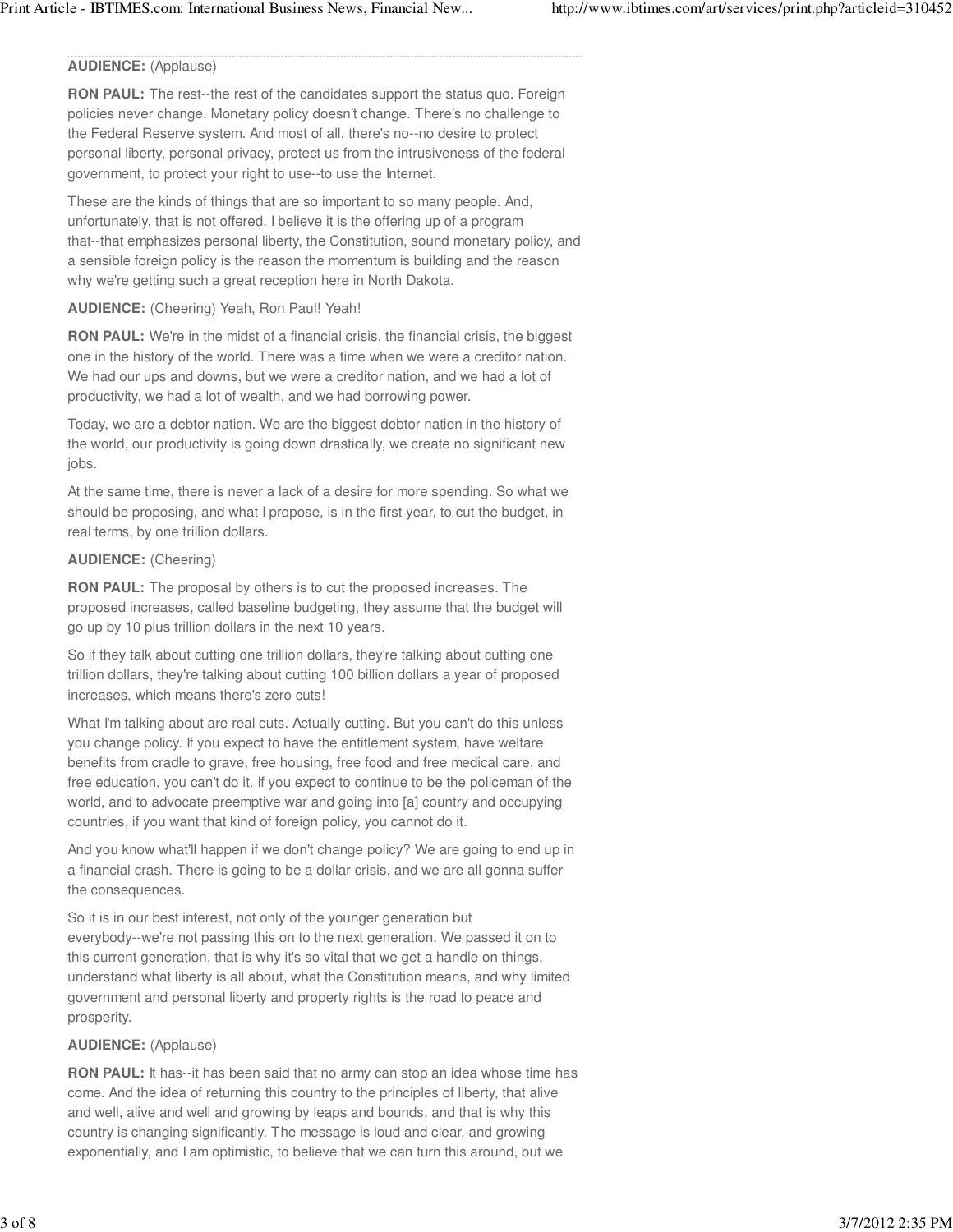**AUDIENCE:** (Applause)

**RON PAUL:** The rest--the rest of the candidates support the status quo. Foreign policies never change. Monetary policy doesn't change. There's no challenge to the Federal Reserve system. And most of all, there's no--no desire to protect personal liberty, personal privacy, protect us from the intrusiveness of the federal government, to protect your right to use--to use the Internet.

These are the kinds of things that are so important to so many people. And, unfortunately, that is not offered. I believe it is the offering up of a program that--that emphasizes personal liberty, the Constitution, sound monetary policy, and a sensible foreign policy is the reason the momentum is building and the reason why we're getting such a great reception here in North Dakota.

**AUDIENCE:** (Cheering) Yeah, Ron Paul! Yeah!

**RON PAUL:** We're in the midst of a financial crisis, the financial crisis, the biggest one in the history of the world. There was a time when we were a creditor nation. We had our ups and downs, but we were a creditor nation, and we had a lot of productivity, we had a lot of wealth, and we had borrowing power.

Today, we are a debtor nation. We are the biggest debtor nation in the history of the world, our productivity is going down drastically, we create no significant new jobs.

At the same time, there is never a lack of a desire for more spending. So what we should be proposing, and what I propose, is in the first year, to cut the budget, in real terms, by one trillion dollars.

**AUDIENCE:** (Cheering)

**RON PAUL:** The proposal by others is to cut the proposed increases. The proposed increases, called baseline budgeting, they assume that the budget will go up by 10 plus trillion dollars in the next 10 years.

So if they talk about cutting one trillion dollars, they're talking about cutting one trillion dollars, they're talking about cutting 100 billion dollars a year of proposed increases, which means there's zero cuts!

What I'm talking about are real cuts. Actually cutting. But you can't do this unless you change policy. If you expect to have the entitlement system, have welfare benefits from cradle to grave, free housing, free food and free medical care, and free education, you can't do it. If you expect to continue to be the policeman of the world, and to advocate preemptive war and going into [a] country and occupying countries, if you want that kind of foreign policy, you cannot do it.

And you know what'll happen if we don't change policy? We are going to end up in a financial crash. There is going to be a dollar crisis, and we are all gonna suffer the consequences.

So it is in our best interest, not only of the younger generation but everybody--we're not passing this on to the next generation. We passed it on to this current generation, that is why it's so vital that we get a handle on things, understand what liberty is all about, what the Constitution means, and why limited government and personal liberty and property rights is the road to peace and prosperity.

**AUDIENCE:** (Applause)

**RON PAUL:** It has--it has been said that no army can stop an idea whose time has come. And the idea of returning this country to the principles of liberty, that alive and well, alive and well and growing by leaps and bounds, and that is why this country is changing significantly. The message is loud and clear, and growing exponentially, and I am optimistic, to believe that we can turn this around, but we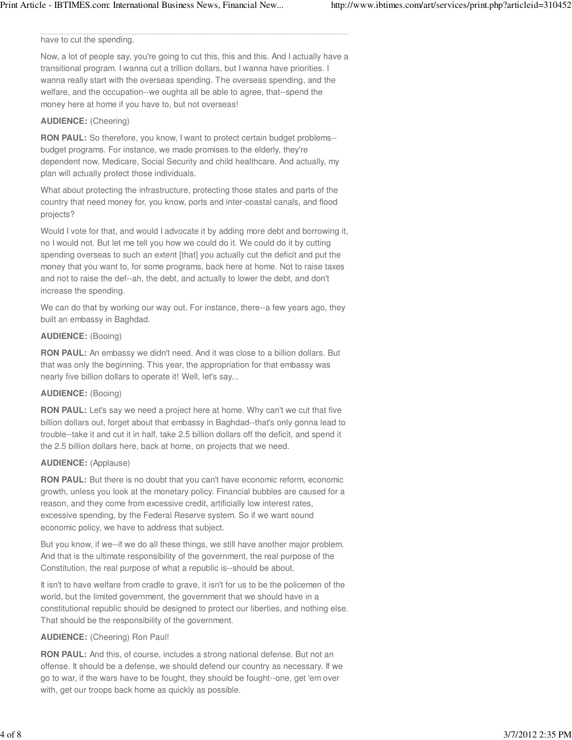have to cut the spending.

Now, a lot of people say, you're going to cut this, this and this. And I actually have a transitional program. I wanna cut a trillion dollars, but I wanna have priorities. I wanna really start with the overseas spending. The overseas spending, and the welfare, and the occupation--we oughta all be able to agree, that--spend the money here at home if you have to, but not overseas!

**AUDIENCE:** (Cheering)

**RON PAUL:** So therefore, you know, I want to protect certain budget problems--budget programs. For instance, we made promises to the elderly, they're dependent now, Medicare, Social Security and child healthcare. And actually, my plan will actually protect those individuals.

What about protecting the infrastructure, protecting those states and parts of the country that need money for, you know, ports and inter-coastal canals, and flood projects?

Would I vote for that, and would I advocate it by adding more debt and borrowing it, no I would not. But let me tell you how we could do it. We could do it by cutting spending overseas to such an extent [that] you actually cut the deficit and put the money that you want to, for some programs, back here at home. Not to raise taxes and not to raise the def--ah, the debt, and actually to lower the debt, and don't increase the spending.

We can do that by working our way out. For instance, there--a few years ago, they built an embassy in Baghdad.

**AUDIENCE:** (Booing)

**RON PAUL:** An embassy we didn't need. And it was close to a billion dollars. But that was only the beginning. This year, the appropriation for that embassy was nearly five billion dollars to operate it! Well, let's say...

**AUDIENCE:** (Booing)

**RON PAUL:** Let's say we need a project here at home. Why can't we cut that five billion dollars out, forget about that embassy in Baghdad--that's only gonna lead to trouble--take it and cut it in half, take 2.5 billion dollars off the deficit, and spend it the 2.5 billion dollars here, back at home, on projects that we need.

**AUDIENCE:** (Applause)

**RON PAUL:** But there is no doubt that you can't have economic reform, economic growth, unless you look at the monetary policy. Financial bubbles are caused for a reason, and they come from excessive credit, artificially low interest rates, excessive spending, by the Federal Reserve system. So if we want sound economic policy, we have to address that subject.

But you know, if we--if we do all these things, we still have another major problem. And that is the ultimate responsibility of the government, the real purpose of the Constitution, the real purpose of what a republic is--should be about.

It isn't to have welfare from cradle to grave, it isn't for us to be the policemen of the world, but the limited government, the government that we should have in a constitutional republic should be designed to protect our liberties, and nothing else. That should be the responsibility of the government.

**AUDIENCE:** (Cheering) Ron Paul!

**RON PAUL:** And this, of course, includes a strong national defense. But not an offense. It should be a defense, we should defend our country as necessary. If we go to war, if the wars have to be fought, they should be fought--one, get 'em over with, get our troops back home as quickly as possible.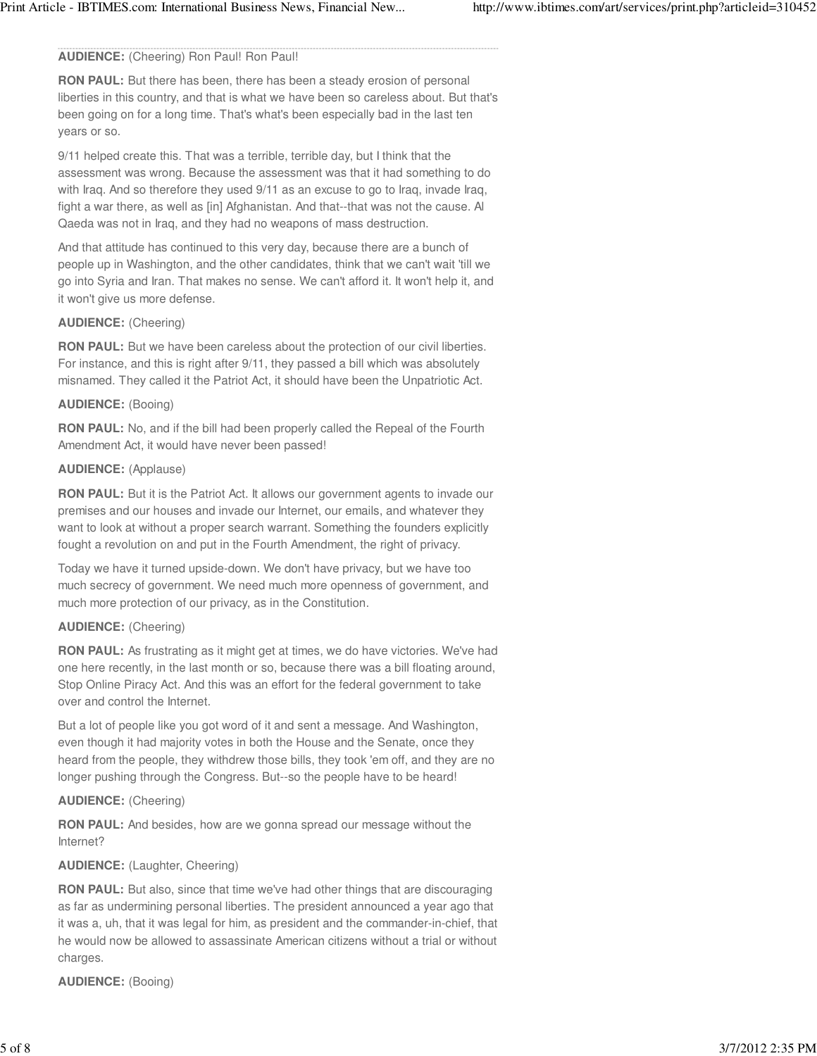**AUDIENCE:** (Cheering) Ron Paul! Ron Paul!

**RON PAUL:** But there has been, there has been a steady erosion of personal liberties in this country, and that is what we have been so careless about. But that's been going on for a long time. That's what's been especially bad in the last ten years or so.

9/11 helped create this. That was a terrible, terrible day, but I think that the assessment was wrong. Because the assessment was that it had something to do with Iraq. And so therefore they used 9/11 as an excuse to go to Iraq, invade Iraq, fight a war there, as well as [in] Afghanistan. And that--that was not the cause. Al Qaeda was not in Iraq, and they had no weapons of mass destruction.

And that attitude has continued to this very day, because there are a bunch of people up in Washington, and the other candidates, think that we can't wait 'till we go into Syria and Iran. That makes no sense. We can't afford it. It won't help it, and it won't give us more defense.

**AUDIENCE:** (Cheering)

**RON PAUL:** But we have been careless about the protection of our civil liberties. For instance, and this is right after 9/11, they passed a bill which was absolutely misnamed. They called it the Patriot Act, it should have been the Unpatriotic Act.

**AUDIENCE:** (Booing)

**RON PAUL:** No, and if the bill had been properly called the Repeal of the Fourth Amendment Act, it would have never been passed!

**AUDIENCE:** (Applause)

**RON PAUL:** But it is the Patriot Act. It allows our government agents to invade our premises and our houses and invade our Internet, our emails, and whatever they want to look at without a proper search warrant. Something the founders explicitly fought a revolution on and put in the Fourth Amendment, the right of privacy.

Today we have it turned upside-down. We don't have privacy, but we have too much secrecy of government. We need much more openness of government, and much more protection of our privacy, as in the Constitution.

**AUDIENCE:** (Cheering)

**RON PAUL:** As frustrating as it might get at times, we do have victories. We've had one here recently, in the last month or so, because there was a bill floating around, Stop Online Piracy Act. And this was an effort for the federal government to take over and control the Internet.

But a lot of people like you got word of it and sent a message. And Washington, even though it had majority votes in both the House and the Senate, once they heard from the people, they withdrew those bills, they took 'em off, and they are no longer pushing through the Congress. But--so the people have to be heard!

**AUDIENCE:** (Cheering)

**RON PAUL:** And besides, how are we gonna spread our message without the Internet?

**AUDIENCE:** (Laughter, Cheering)

**RON PAUL:** But also, since that time we've had other things that are discouraging as far as undermining personal liberties. The president announced a year ago that it was a, uh, that it was legal for him, as president and the commander-in-chief, that he would now be allowed to assassinate American citizens without a trial or without charges.

**AUDIENCE:** (Booing)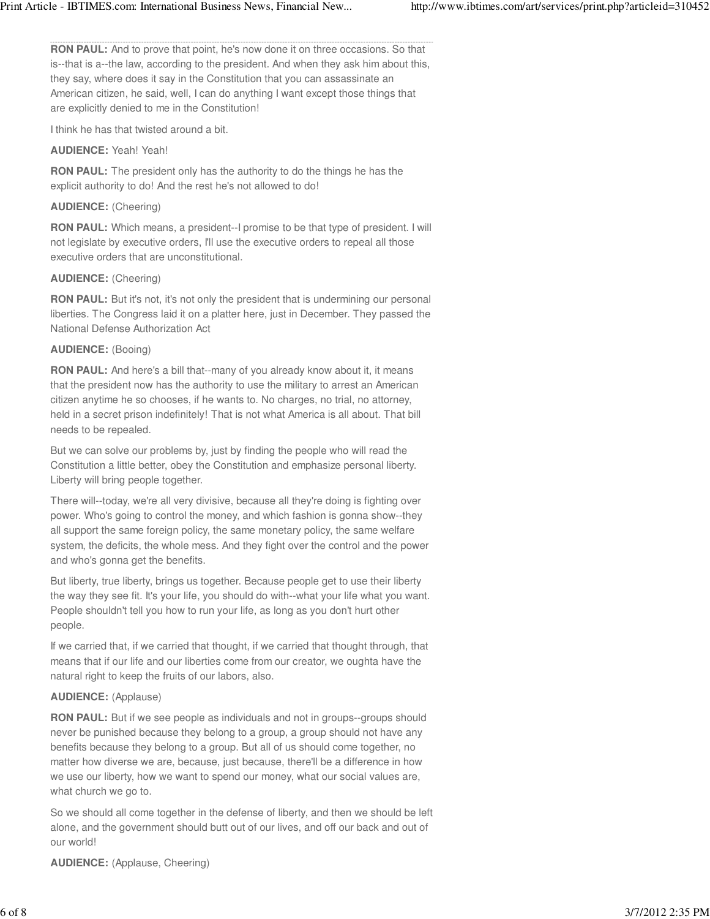**RON PAUL:** And to prove that point, he's now done it on three occasions. So that is--that is a--the law, according to the president. And when they ask him about this, they say, where does it say in the Constitution that you can assassinate an American citizen, he said, well, I can do anything I want except those things that are explicitly denied to me in the Constitution!

I think he has that twisted around a bit.

**AUDIENCE:** Yeah! Yeah!

**RON PAUL:** The president only has the authority to do the things he has the explicit authority to do! And the rest he's not allowed to do!

**AUDIENCE:** (Cheering)

**RON PAUL:** Which means, a president--I promise to be that type of president. I will not legislate by executive orders, I'll use the executive orders to repeal all those executive orders that are unconstitutional.

**AUDIENCE:** (Cheering)

**RON PAUL:** But it's not, it's not only the president that is undermining our personal liberties. The Congress laid it on a platter here, just in December. They passed the National Defense Authorization Act

**AUDIENCE:** (Booing)

**RON PAUL:** And here's a bill that--many of you already know about it, it means that the president now has the authority to use the military to arrest an American citizen anytime he so chooses, if he wants to. No charges, no trial, no attorney, held in a secret prison indefinitely! That is not what America is all about. That bill needs to be repealed.

But we can solve our problems by, just by finding the people who will read the Constitution a little better, obey the Constitution and emphasize personal liberty. Liberty will bring people together.

There will--today, we're all very divisive, because all they're doing is fighting over power. Who's going to control the money, and which fashion is gonna show--they all support the same foreign policy, the same monetary policy, the same welfare system, the deficits, the whole mess. And they fight over the control and the power and who's gonna get the benefits.

But liberty, true liberty, brings us together. Because people get to use their liberty the way they see fit. It's your life, you should do with--what your life what you want. People shouldn't tell you how to run your life, as long as you don't hurt other people.

If we carried that, if we carried that thought, if we carried that thought through, that means that if our life and our liberties come from our creator, we oughta have the natural right to keep the fruits of our labors, also.

**AUDIENCE:** (Applause)

**RON PAUL:** But if we see people as individuals and not in groups--groups should never be punished because they belong to a group, a group should not have any benefits because they belong to a group. But all of us should come together, no matter how diverse we are, because, just because, there'll be a difference in how we use our liberty, how we want to spend our money, what our social values are, what church we go to.

So we should all come together in the defense of liberty, and then we should be left alone, and the government should butt out of our lives, and off our back and out of our world!

**AUDIENCE:** (Applause, Cheering)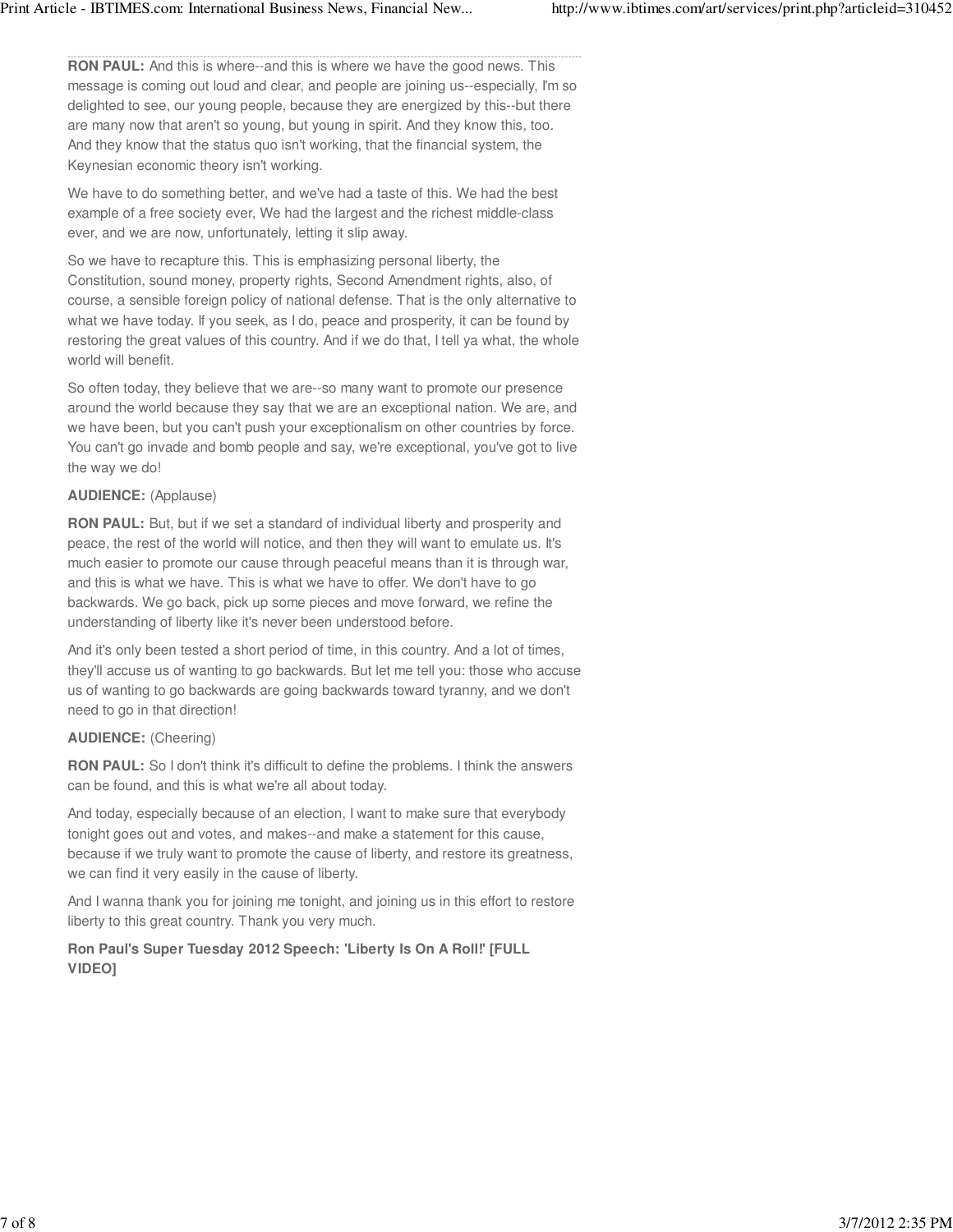**RON PAUL:** And this is where--and this is where we have the good news. This message is coming out loud and clear, and people are joining us--especially, I'm so delighted to see, our young people, because they are energized by this--but there are many now that aren't so young, but young in spirit. And they know this, too. And they know that the status quo isn't working, that the financial system, the Keynesian economic theory isn't working.

We have to do something better, and we've had a taste of this. We had the best example of a free society ever, We had the largest and the richest middle-class ever, and we are now, unfortunately, letting it slip away.

So we have to recapture this. This is emphasizing personal liberty, the Constitution, sound money, property rights, Second Amendment rights, also, of course, a sensible foreign policy of national defense. That is the only alternative to what we have today. If you seek, as I do, peace and prosperity, it can be found by restoring the great values of this country. And if we do that, I tell ya what, the whole world will benefit.

So often today, they believe that we are--so many want to promote our presence around the world because they say that we are an exceptional nation. We are, and we have been, but you can't push your exceptionalism on other countries by force. You can't go invade and bomb people and say, we're exceptional, you've got to live the way we do!

**AUDIENCE:** (Applause)

**RON PAUL:** But, but if we set a standard of individual liberty and prosperity and peace, the rest of the world will notice, and then they will want to emulate us. It's much easier to promote our cause through peaceful means than it is through war, and this is what we have. This is what we have to offer. We don't have to go backwards. We go back, pick up some pieces and move forward, we refine the understanding of liberty like it's never been understood before.

And it's only been tested a short period of time, in this country. And a lot of times, they'll accuse us of wanting to go backwards. But let me tell you: those who accuse us of wanting to go backwards are going backwards toward tyranny, and we don't need to go in that direction!

**AUDIENCE:** (Cheering)

**RON PAUL:** So I don't think it's difficult to define the problems. I think the answers can be found, and this is what we're all about today.

And today, especially because of an election, I want to make sure that everybody tonight goes out and votes, and makes--and make a statement for this cause, because if we truly want to promote the cause of liberty, and restore its greatness, we can find it very easily in the cause of liberty.

And I wanna thank you for joining me tonight, and joining us in this effort to restore liberty to this great country. Thank you very much.

**Ron Paul's Super Tuesday 2012 Speech: 'Liberty Is On A Roll!' [FULL VIDEO]**